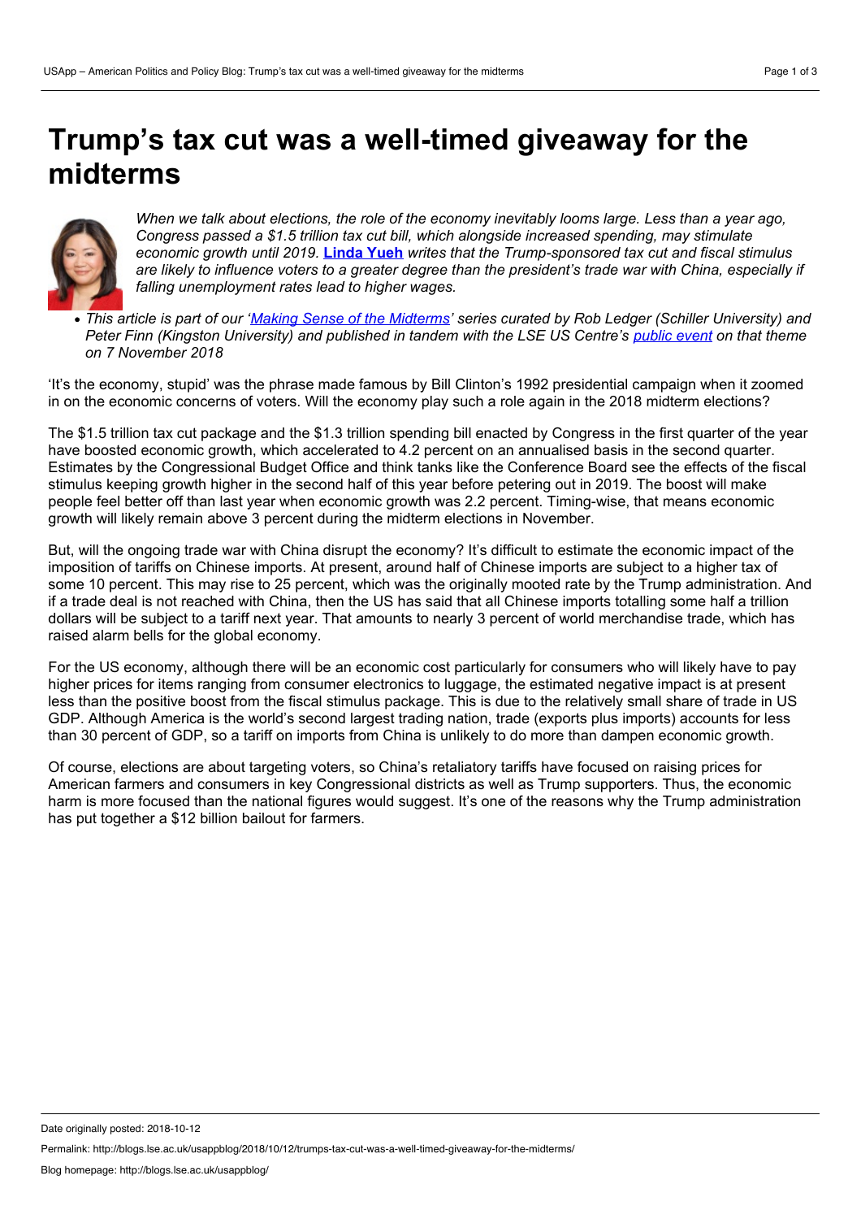# Trump's tax cut was a well-timed giveaway for the midterms

*When we talk about elections, the role of the economy inevitably looms large. Less than a year ago, Congress passed a $1.5 trillion tax cut bill, which alongside increased spending, may stimulate economic growth until 2019.* **Linda Yueh** *writes that the Trump-sponsored tax cut and fiscal stimulus are likely to influence voters to a greater degree than the president's trade war with China, especially if falling unemployment rates lead to higher wages.*

- *This article is part of our 'Making Sense of the Midterms' series curated by Rob Ledger (Schiller University) and Peter Finn (Kingston University) and published in tandem with the LSE US Centre's public event on that theme on 7 November 2018*

'It's the economy, stupid' was the phrase made famous by Bill Clinton's 1992 presidential campaign when it zoomed in on the economic concerns of voters. Will the economy play such a role again in the 2018 midterm elections?

The $1.5 trillion tax cut package and the $1.3 trillion spending bill enacted by Congress in the first quarter of the year have boosted economic growth, which accelerated to 4.2 percent on an annualised basis in the second quarter. Estimates by the Congressional Budget Office and think tanks like the Conference Board see the effects of the fiscal stimulus keeping growth higher in the second half of this year before petering out in 2019. The boost will make people feel better off than last year when economic growth was 2.2 percent. Timing-wise, that means economic growth will likely remain above 3 percent during the midterm elections in November.

But, will the ongoing trade war with China disrupt the economy? It's difficult to estimate the economic impact of the imposition of tariffs on Chinese imports. At present, around half of Chinese imports are subject to a higher tax of some 10 percent. This may rise to 25 percent, which was the originally mooted rate by the Trump administration. And if a trade deal is not reached with China, then the US has said that all Chinese imports totalling some half a trillion dollars will be subject to a tariff next year. That amounts to nearly 3 percent of world merchandise trade, which has raised alarm bells for the global economy.

For the US economy, although there will be an economic cost particularly for consumers who will likely have to pay higher prices for items ranging from consumer electronics to luggage, the estimated negative impact is at present less than the positive boost from the fiscal stimulus package. This is due to the relatively small share of trade in US GDP. Although America is the world's second largest trading nation, trade (exports plus imports) accounts for less than 30 percent of GDP, so a tariff on imports from China is unlikely to do more than dampen economic growth.

Of course, elections are about targeting voters, so China's retaliatory tariffs have focused on raising prices for American farmers and consumers in key Congressional districts as well as Trump supporters. Thus, the economic harm is more focused than the national figures would suggest. It's one of the reasons why the Trump administration has put together a $12 billion bailout for farmers.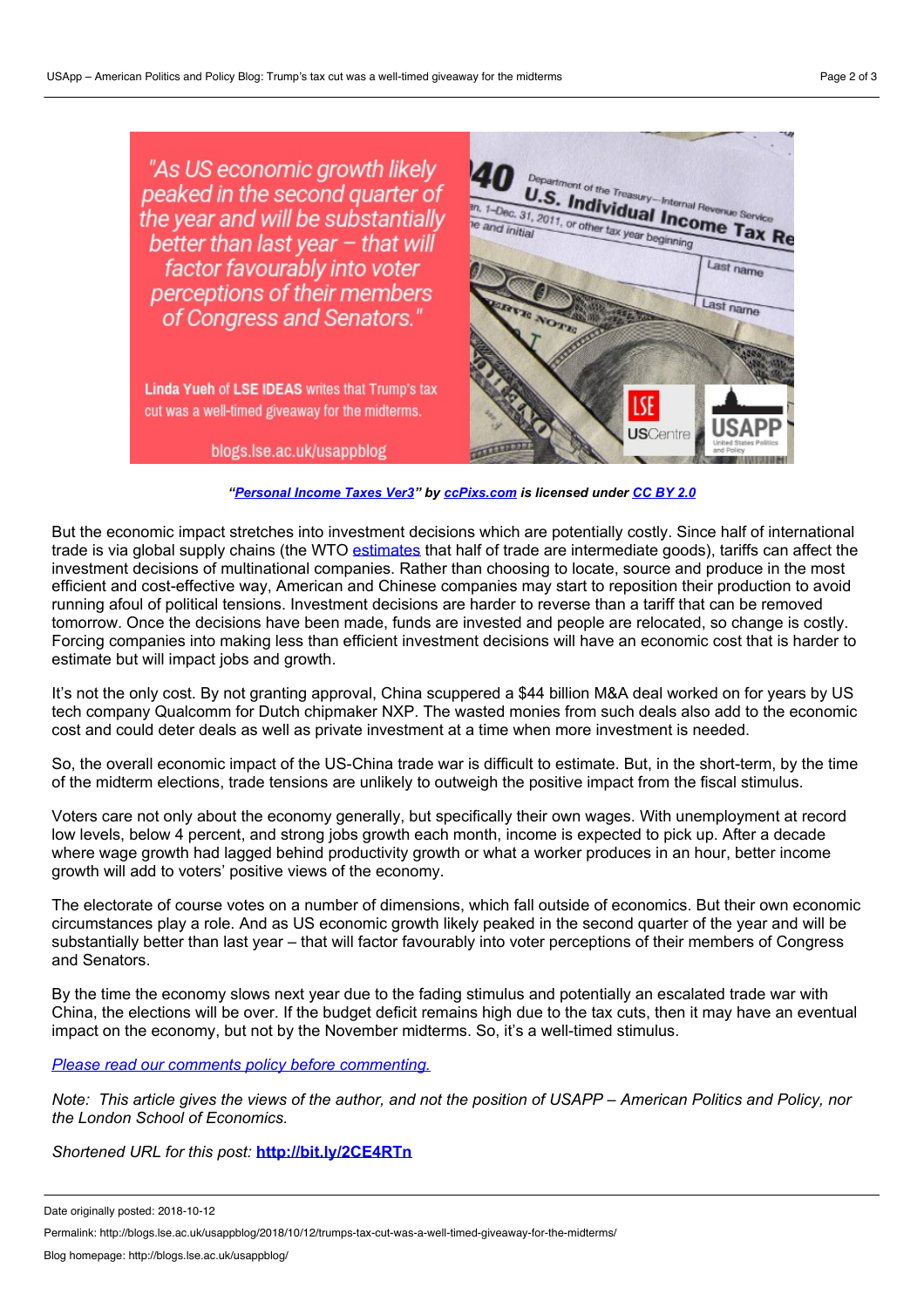*"[Personal Income Taxes Ver3](#)" by [ccPixs.com](#) is licensed under [CC BY 2.0](#)*

But the economic impact stretches into investment decisions which are potentially costly. Since half of international trade is via global supply chains (the WTO [estimates](#) that half of trade are intermediate goods), tariffs can affect the investment decisions of multinational companies. Rather than choosing to locate, source and produce in the most efficient and cost-effective way, American and Chinese companies may start to reposition their production to avoid running afoul of political tensions. Investment decisions are harder to reverse than a tariff that can be removed tomorrow. Once the decisions have been made, funds are invested and people are relocated, so change is costly. Forcing companies into making less than efficient investment decisions will have an economic cost that is harder to estimate but will impact jobs and growth.

It's not the only cost. By not granting approval, China scuppered a $44 billion M&A deal worked on for years by US tech company Qualcomm for Dutch chipmaker NXP. The wasted monies from such deals also add to the economic cost and could deter deals as well as private investment at a time when more investment is needed.

So, the overall economic impact of the US-China trade war is difficult to estimate. But, in the short-term, by the time of the midterm elections, trade tensions are unlikely to outweigh the positive impact from the fiscal stimulus.

Voters care not only about the economy generally, but specifically their own wages. With unemployment at record low levels, below 4 percent, and strong jobs growth each month, income is expected to pick up. After a decade where wage growth had lagged behind productivity growth or what a worker produces in an hour, better income growth will add to voters' positive views of the economy.

The electorate of course votes on a number of dimensions, which fall outside of economics. But their own economic circumstances play a role. And as US economic growth likely peaked in the second quarter of the year and will be substantially better than last year – that will factor favourably into voter perceptions of their members of Congress and Senators.

By the time the economy slows next year due to the fading stimulus and potentially an escalated trade war with China, the elections will be over. If the budget deficit remains high due to the tax cuts, then it may have an eventual impact on the economy, but not by the November midterms. So, it's a well-timed stimulus.

*[Please read our comments policy before commenting.](#)*

*Note: This article gives the views of the author, and not the position of USAPP – American Politics and Policy, nor the London School of Economics.*

*Shortened URL for this post:* **[http://bit.ly/2CE4RTn](http://bit.ly/2CE4RTn)**

Date originally posted: 2018-10-12

Permalink: http://blogs.lse.ac.uk/usappblog/2018/10/12/trumps-tax-cut-was-a-well-timed-giveaway-for-the-midterms/

Blog homepage: http://blogs.lse.ac.uk/usappblog/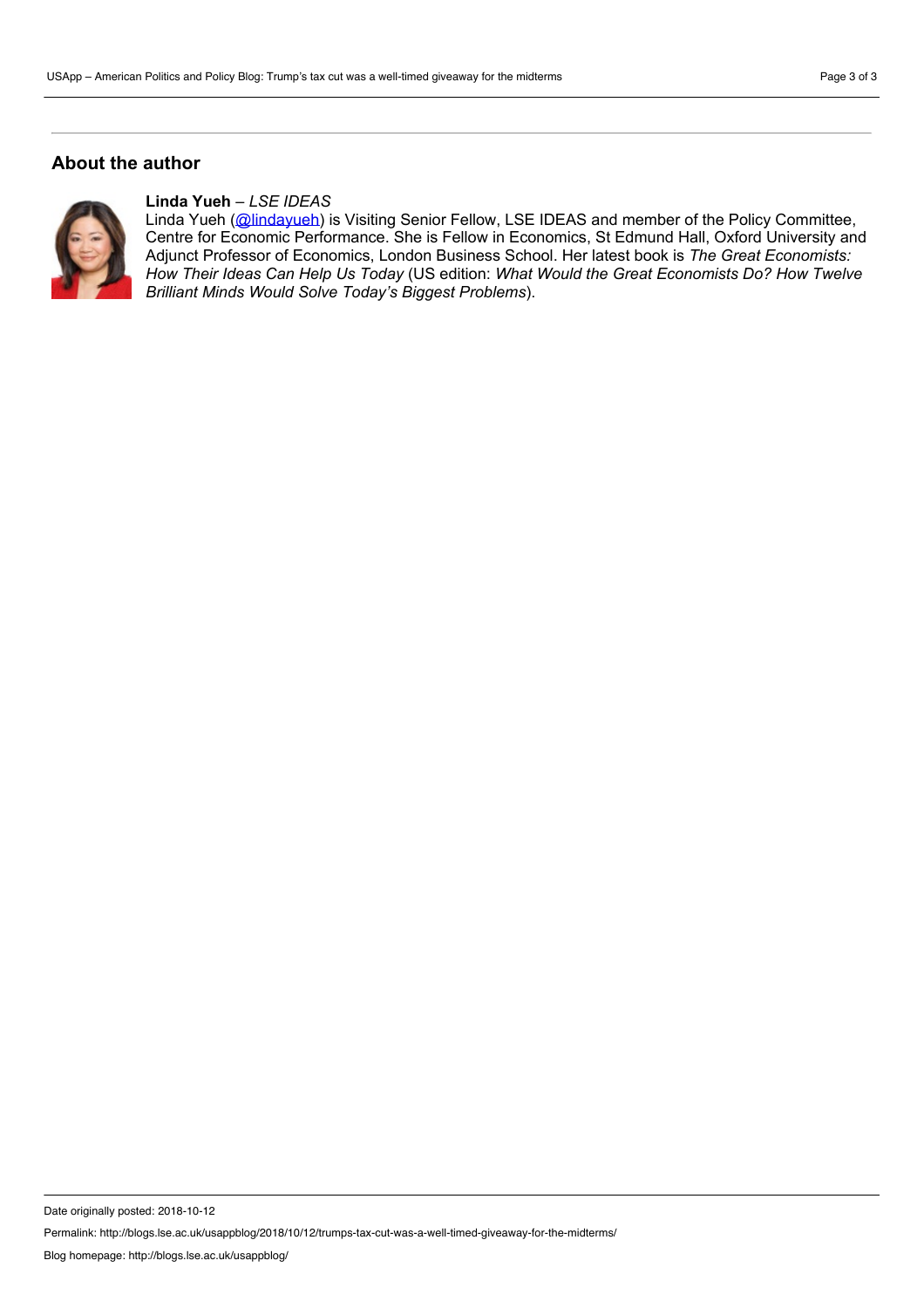## About the author

**Linda Yueh** – *LSE IDEAS*
Linda Yueh ([@lindayueh](https://twitter.com/lindayueh)) is Visiting Senior Fellow, LSE IDEAS and member of the Policy Committee, Centre for Economic Performance. She is Fellow in Economics, St Edmund Hall, Oxford University and Adjunct Professor of Economics, London Business School. Her latest book is *The Great Economists: How Their Ideas Can Help Us Today* (US edition: *What Would the Great Economists Do? How Twelve Brilliant Minds Would Solve Today's Biggest Problems*).

Date originally posted: 2018-10-12

Permalink: http://blogs.lse.ac.uk/usappblog/2018/10/12/trumps-tax-cut-was-a-well-timed-giveaway-for-the-midterms/

Blog homepage: http://blogs.lse.ac.uk/usappblog/